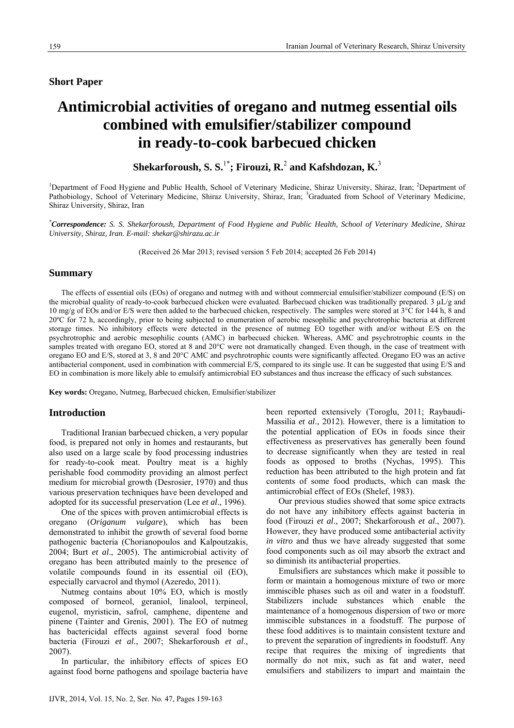**Short Paper**

# Antimicrobial activities of oregano and nutmeg essential oils combined with emulsifier/stabilizer compound in ready-to-cook barbecued chicken

**Shekarforoush, S. S.[1*]; Firouzi, R.[2] and Kafshdozan, K.[3]**

[1]Department of Food Hygiene and Public Health, School of Veterinary Medicine, Shiraz University, Shiraz, Iran; [2]Department of Pathobiology, School of Veterinary Medicine, Shiraz University, Shiraz, Iran; [3]Graduated from School of Veterinary Medicine, Shiraz University, Shiraz, Iran

[*]***Correspondence:*** *S. S. Shekarforoush, Department of Food Hygiene and Public Health, School of Veterinary Medicine, Shiraz University, Shiraz, Iran. E-mail: shekar@shirazu.ac.ir*

(Received 26 Mar 2013; revised version 5 Feb 2014; accepted 26 Feb 2014)

## Summary

The effects of essential oils (EOs) of oregano and nutmeg with and without commercial emulsifier/stabilizer compound (E/S) on the microbial quality of ready-to-cook barbecued chicken were evaluated. Barbecued chicken was traditionally prepared. 3 µL/g and 10 mg/g of EOs and/or E/S were then added to the barbecued chicken, respectively. The samples were stored at 3°C for 144 h, 8 and 20ºC for 72 h, accordingly, prior to being subjected to enumeration of aerobic mesophilic and psychrotrophic bacteria at different storage times. No inhibitory effects were detected in the presence of nutmeg EO together with and/or without E/S on the psychrotrophic and aerobic mesophilic counts (AMC) in barbecued chicken. Whereas, AMC and psychrotrophic counts in the samples treated with oregano EO, stored at 8 and 20°C were not dramatically changed. Even though, in the case of treatment with oregano EO and E/S, stored at 3, 8 and 20°C AMC and psychrotrophic counts were significantly affected. Oregano EO was an active antibacterial component, used in combination with commercial E/S, compared to its single use. It can be suggested that using E/S and EO in combination is more likely able to emulsify antimicrobial EO substances and thus increase the efficacy of such substances.

**Key words:** Oregano, Nutmeg, Barbecued chicken, Emulsifier/stabilizer

## Introduction

Traditional Iranian barbecued chicken, a very popular food, is prepared not only in homes and restaurants, but also used on a large scale by food processing industries for ready-to-cook meat. Poultry meat is a highly perishable food commodity providing an almost perfect medium for microbial growth (Desrosier, 1970) and thus various preservation techniques have been developed and adopted for its successful preservation (Lee *et al*., 1996).

One of the spices with proven antimicrobial effects is oregano (*Origanum vulgare*), which has been demonstrated to inhibit the growth of several food borne pathogenic bacteria (Chorianopoulos and Kalpoutzakis, 2004; Burt *et al*., 2005). The antimicrobial activity of oregano has been attributed mainly to the presence of volatile compounds found in its essential oil (EO), especially carvacrol and thymol (Azeredo, 2011).

Nutmeg contains about 10% EO, which is mostly composed of borneol, geraniol, linalool, terpineol, eugenol, myristicin, safrol, camphene, dipentene and pinene (Tainter and Grenis, 2001). The EO of nutmeg has bactericidal effects against several food borne bacteria (Firouzi *et al*., 2007; Shekarforoush *et al*., 2007).

In particular, the inhibitory effects of spices EO against food borne pathogens and spoilage bacteria have been reported extensively (Toroglu, 2011; Raybaudi-Massilia *et al*., 2012). However, there is a limitation to the potential application of EOs in foods since their effectiveness as preservatives has generally been found to decrease significantly when they are tested in real foods as opposed to broths (Nychas, 1995). This reduction has been attributed to the high protein and fat contents of some food products, which can mask the antimicrobial effect of EOs (Shelef, 1983).

Our previous studies showed that some spice extracts do not have any inhibitory effects against bacteria in food (Firouzi *et al*., 2007; Shekarforoush *et al*., 2007). However, they have produced some antibacterial activity *in vitro* and thus we have already suggested that some food components such as oil may absorb the extract and so diminish its antibacterial properties.

Emulsifiers are substances which make it possible to form or maintain a homogenous mixture of two or more immiscible phases such as oil and water in a foodstuff. Stabilizers include substances which enable the maintenance of a homogenous dispersion of two or more immiscible substances in a foodstuff. The purpose of these food additives is to maintain consistent texture and to prevent the separation of ingredients in foodstuff. Any recipe that requires the mixing of ingredients that normally do not mix, such as fat and water, need emulsifiers and stabilizers to impart and maintain the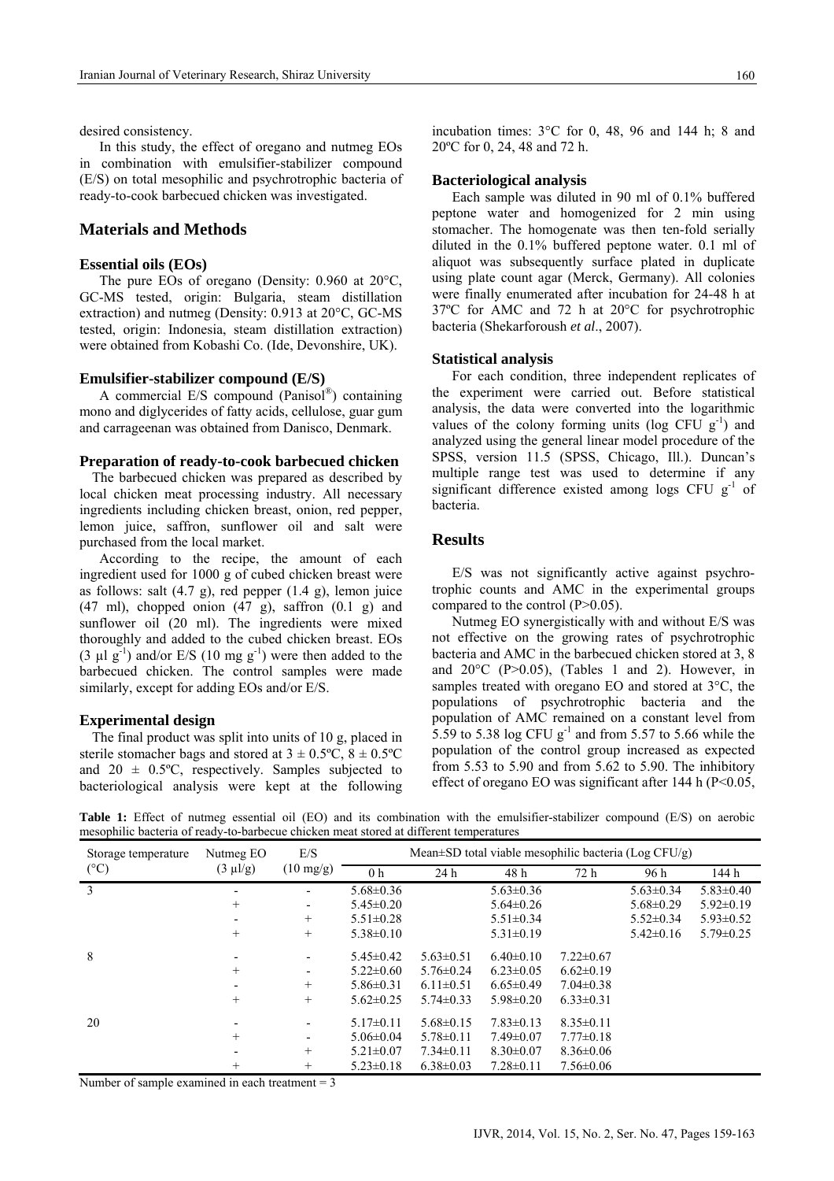desired consistency.

In this study, the effect of oregano and nutmeg EOs in combination with emulsifier-stabilizer compound (E/S) on total mesophilic and psychrotrophic bacteria of ready-to-cook barbecued chicken was investigated.

## Materials and Methods

### Essential oils (EOs)

The pure EOs of oregano (Density: 0.960 at 20°C, GC-MS tested, origin: Bulgaria, steam distillation extraction) and nutmeg (Density: 0.913 at 20°C, GC-MS tested, origin: Indonesia, steam distillation extraction) were obtained from Kobashi Co. (Ide, Devonshire, UK).

### Emulsifier-stabilizer compound (E/S)

A commercial E/S compound (Panisol®) containing mono and diglycerides of fatty acids, cellulose, guar gum and carrageenan was obtained from Danisco, Denmark.

### Preparation of ready-to-cook barbecued chicken

The barbecued chicken was prepared as described by local chicken meat processing industry. All necessary ingredients including chicken breast, onion, red pepper, lemon juice, saffron, sunflower oil and salt were purchased from the local market.

According to the recipe, the amount of each ingredient used for 1000 g of cubed chicken breast were as follows: salt (4.7 g), red pepper (1.4 g), lemon juice (47 ml), chopped onion (47 g), saffron (0.1 g) and sunflower oil (20 ml). The ingredients were mixed thoroughly and added to the cubed chicken breast. EOs (3 µl $g^{-1}$) and/or E/S (10 mg $g^{-1}$) were then added to the barbecued chicken. The control samples were made similarly, except for adding EOs and/or E/S.

### Experimental design

The final product was split into units of 10 g, placed in sterile stomacher bags and stored at 3 ± 0.5ºC, 8 ± 0.5ºC and 20 ± 0.5ºC, respectively. Samples subjected to bacteriological analysis were kept at the following incubation times: 3°C for 0, 48, 96 and 144 h; 8 and 20ºC for 0, 24, 48 and 72 h.

### Bacteriological analysis

Each sample was diluted in 90 ml of 0.1% buffered peptone water and homogenized for 2 min using stomacher. The homogenate was then ten-fold serially diluted in the 0.1% buffered peptone water. 0.1 ml of aliquot was subsequently surface plated in duplicate using plate count agar (Merck, Germany). All colonies were finally enumerated after incubation for 24-48 h at 37ºC for AMC and 72 h at 20°C for psychrotrophic bacteria (Shekarforoush *et al*., 2007).

### Statistical analysis

For each condition, three independent replicates of the experiment were carried out. Before statistical analysis, the data were converted into the logarithmic values of the colony forming units (log CFU $g^{-1}$) and analyzed using the general linear model procedure of the SPSS, version 11.5 (SPSS, Chicago, Ill.). Duncan's multiple range test was used to determine if any significant difference existed among logs CFU $g^{-1}$ of bacteria.

## Results

E/S was not significantly active against psychrotrophic counts and AMC in the experimental groups compared to the control (P>0.05).

Nutmeg EO synergistically with and without E/S was not effective on the growing rates of psychrotrophic bacteria and AMC in the barbecued chicken stored at 3, 8 and 20°C (P>0.05), (Tables 1 and 2). However, in samples treated with oregano EO and stored at 3°C, the populations of psychrotrophic bacteria and the population of AMC remained on a constant level from 5.59 to 5.38 log CFU $g^{-1}$ and from 5.57 to 5.66 while the population of the control group increased as expected from 5.53 to 5.90 and from 5.62 to 5.90. The inhibitory effect of oregano EO was significant after 144 h (P<0.05,

**Table 1:** Effect of nutmeg essential oil (EO) and its combination with the emulsifier-stabilizer compound (E/S) on aerobic mesophilic bacteria of ready-to-barbecue chicken meat stored at different temperatures

| Storage temperature (°C) | Nutmeg EO (3 µl/g) | E/S (10 mg/g) | Mean±SD total viable mesophilic bacteria (Log CFU/g) | | | | | |
|---|---|---|---|---|---|---|---|---|
| | | | 0 h | 24 h | 48 h | 72 h | 96 h | 144 h |
| 3 | - | - | 5.68±0.36 | | 5.63±0.36 | | 5.63±0.34 | 5.83±0.40 |
| | + | - | 5.45±0.20 | | 5.64±0.26 | | 5.68±0.29 | 5.92±0.19 |
| | - | + | 5.51±0.28 | | 5.51±0.34 | | 5.52±0.34 | 5.93±0.52 |
| | + | + | 5.38±0.10 | | 5.31±0.19 | | 5.42±0.16 | 5.79±0.25 |
| 8 | - | - | 5.45±0.42 | 5.63±0.51 | 6.40±0.10 | 7.22±0.67 | | |
| | + | - | 5.22±0.60 | 5.76±0.24 | 6.23±0.05 | 6.62±0.19 | | |
| | - | + | 5.86±0.31 | 6.11±0.51 | 6.65±0.49 | 7.04±0.38 | | |
| | + | + | 5.62±0.25 | 5.74±0.33 | 5.98±0.20 | 6.33±0.31 | | |
| 20 | - | - | 5.17±0.11 | 5.68±0.15 | 7.83±0.13 | 8.35±0.11 | | |
| | + | - | 5.06±0.04 | 5.78±0.11 | 7.49±0.07 | 7.77±0.18 | | |
| | - | + | 5.21±0.07 | 7.34±0.11 | 8.30±0.07 | 8.36±0.06 | | |
| | + | + | 5.23±0.18 | 6.38±0.03 | 7.28±0.11 | 7.56±0.06 | | |

Number of sample examined in each treatment = 3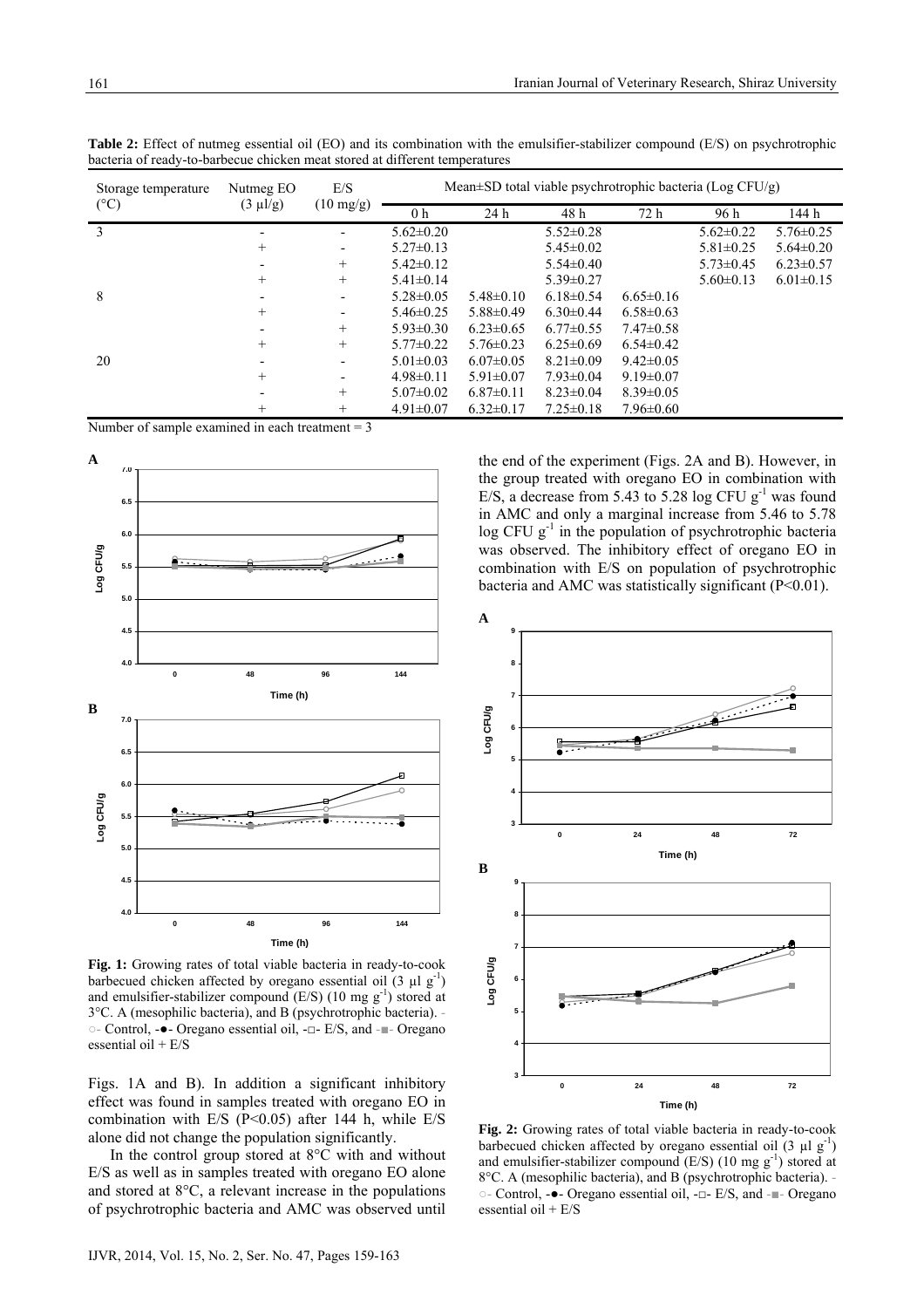**Table 2:** Effect of nutmeg essential oil (EO) and its combination with the emulsifier-stabilizer compound (E/S) on psychrotrophic bacteria of ready-to-barbecue chicken meat stored at different temperatures

| Storage temperature (°C) | Nutmeg EO (3 µl/g) | E/S (10 mg/g) | Mean±SD total viable psychrotrophic bacteria (Log CFU/g) | | | | | |
|---|---|---|---|---|---|---|---|---|
| | | | 0 h | 24 h | 48 h | 72 h | 96 h | 144 h |
| 3 | - | - | 5.62±0.20 | | 5.52±0.28 | | 5.62±0.22 | 5.76±0.25 |
| | + | - | 5.27±0.13 | | 5.45±0.02 | | 5.81±0.25 | 5.64±0.20 |
| | - | + | 5.42±0.12 | | 5.54±0.40 | | 5.73±0.45 | 6.23±0.57 |
| | + | + | 5.41±0.14 | | 5.39±0.27 | | 5.60±0.13 | 6.01±0.15 |
| 8 | - | - | 5.28±0.05 | 5.48±0.10 | 6.18±0.54 | 6.65±0.16 | | |
| | + | - | 5.46±0.25 | 5.88±0.49 | 6.30±0.44 | 6.58±0.63 | | |
| | - | + | 5.93±0.30 | 6.23±0.65 | 6.77±0.55 | 7.47±0.58 | | |
| | + | + | 5.77±0.22 | 5.76±0.23 | 6.25±0.69 | 6.54±0.42 | | |
| 20 | - | - | 5.01±0.03 | 6.07±0.05 | 8.21±0.09 | 9.42±0.05 | | |
| | + | - | 4.98±0.11 | 5.91±0.07 | 7.93±0.04 | 9.19±0.07 | | |
| | - | + | 5.07±0.02 | 6.87±0.11 | 8.23±0.04 | 8.39±0.05 | | |
| | + | + | 4.91±0.07 | 6.32±0.17 | 7.25±0.18 | 7.96±0.60 | | |

Number of sample examined in each treatment = 3

**Fig. 1:** Growing rates of total viable bacteria in ready-to-cook barbecued chicken affected by oregano essential oil (3 µl $g^{-1}$) and emulsifier-stabilizer compound (E/S) (10 mg $g^{-1}$) stored at 3°C. A (mesophilic bacteria), and B (psychrotrophic bacteria). -○- Control, -●- Oregano essential oil, -□- E/S, and -■- Oregano essential oil + E/S

Figs. 1A and B). In addition a significant inhibitory effect was found in samples treated with oregano EO in combination with E/S (P<0.05) after 144 h, while E/S alone did not change the population significantly.

In the control group stored at 8°C with and without E/S as well as in samples treated with oregano EO alone and stored at 8°C, a relevant increase in the populations of psychrotrophic bacteria and AMC was observed until the end of the experiment (Figs. 2A and B). However, in the group treated with oregano EO in combination with E/S, a decrease from 5.43 to 5.28 log CFU $g^{-1}$ was found in AMC and only a marginal increase from 5.46 to 5.78 log CFU $g^{-1}$ in the population of psychrotrophic bacteria was observed. The inhibitory effect of oregano EO in combination with E/S on population of psychrotrophic bacteria and AMC was statistically significant (P<0.01).

**Fig. 2:** Growing rates of total viable bacteria in ready-to-cook barbecued chicken affected by oregano essential oil (3 µl $g^{-1}$) and emulsifier-stabilizer compound (E/S) (10 mg $g^{-1}$) stored at 8°C. A (mesophilic bacteria), and B (psychrotrophic bacteria). -○- Control, -●- Oregano essential oil, -□- E/S, and -■- Oregano essential oil + E/S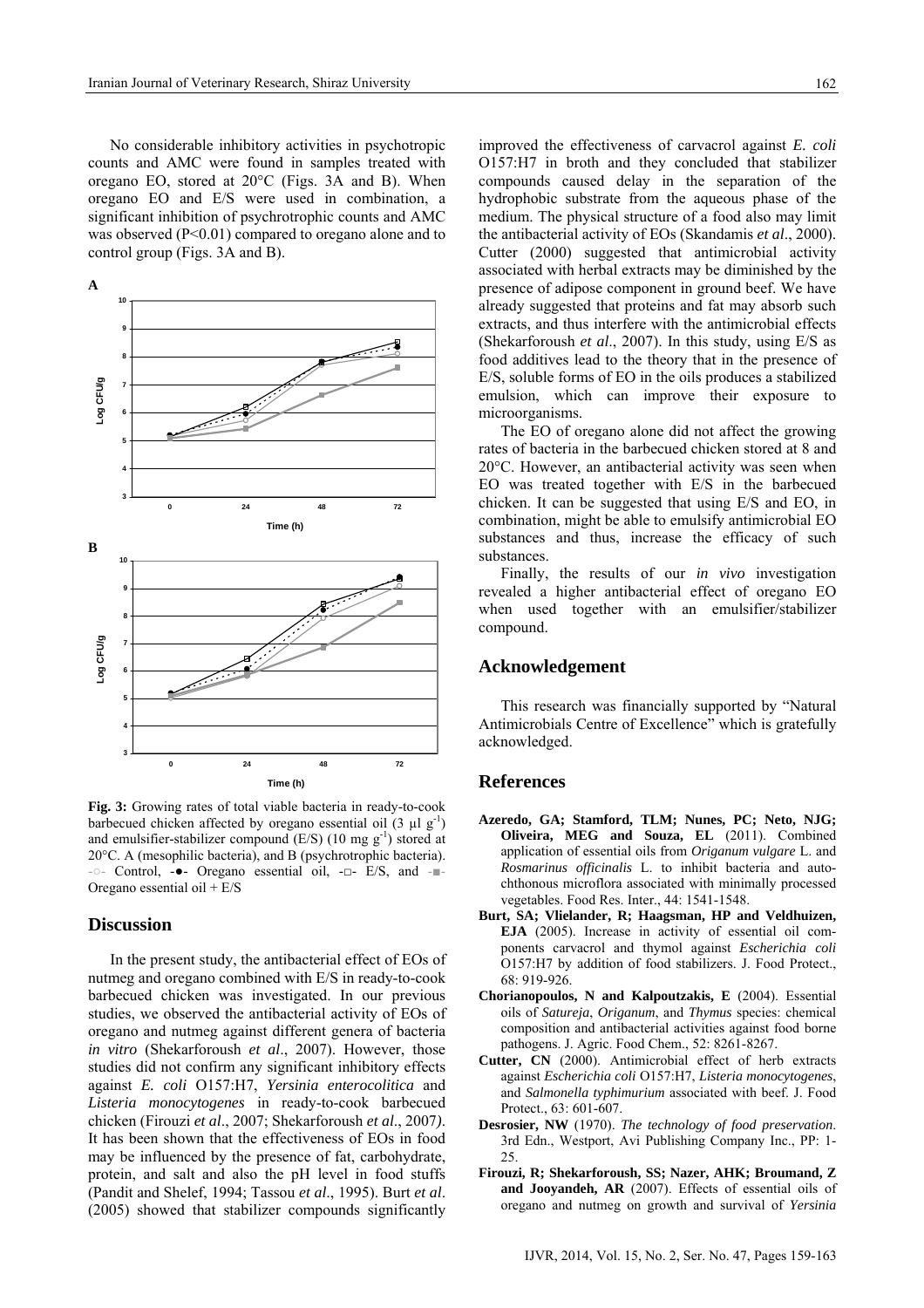No considerable inhibitory activities in psychotropic counts and AMC were found in samples treated with oregano EO, stored at 20°C (Figs. 3A and B). When oregano EO and E/S were used in combination, a significant inhibition of psychrotrophic counts and AMC was observed (P<0.01) compared to oregano alone and to control group (Figs. 3A and B).

**Fig. 3:** Growing rates of total viable bacteria in ready-to-cook barbecued chicken affected by oregano essential oil (3 µl $g^{-1}$) and emulsifier-stabilizer compound (E/S) (10 mg $g^{-1}$) stored at 20°C. A (mesophilic bacteria), and B (psychrotrophic bacteria). -○- Control, -●- Oregano essential oil, -□- E/S, and -■- Oregano essential oil + E/S

## Discussion

In the present study, the antibacterial effect of EOs of nutmeg and oregano combined with E/S in ready-to-cook barbecued chicken was investigated. In our previous studies, we observed the antibacterial activity of EOs of oregano and nutmeg against different genera of bacteria *in vitro* (Shekarforoush *et al*., 2007). However, those studies did not confirm any significant inhibitory effects against *E. coli* O157:H7, *Yersinia enterocolitica* and *Listeria monocytogenes* in ready-to-cook barbecued chicken (Firouzi *et al*., 2007; Shekarforoush *et al*., 2007). It has been shown that the effectiveness of EOs in food may be influenced by the presence of fat, carbohydrate, protein, and salt and also the pH level in food stuffs (Pandit and Shelef, 1994; Tassou *et al*., 1995). Burt *et al*. (2005) showed that stabilizer compounds significantly improved the effectiveness of carvacrol against *E. coli* O157:H7 in broth and they concluded that stabilizer compounds caused delay in the separation of the hydrophobic substrate from the aqueous phase of the medium. The physical structure of a food also may limit the antibacterial activity of EOs (Skandamis *et al*., 2000). Cutter (2000) suggested that antimicrobial activity associated with herbal extracts may be diminished by the presence of adipose component in ground beef. We have already suggested that proteins and fat may absorb such extracts, and thus interfere with the antimicrobial effects (Shekarforoush *et al*., 2007). In this study, using E/S as food additives lead to the theory that in the presence of E/S, soluble forms of EO in the oils produces a stabilized emulsion, which can improve their exposure to microorganisms.

The EO of oregano alone did not affect the growing rates of bacteria in the barbecued chicken stored at 8 and 20°C. However, an antibacterial activity was seen when EO was treated together with E/S in the barbecued chicken. It can be suggested that using E/S and EO, in combination, might be able to emulsify antimicrobial EO substances and thus, increase the efficacy of such substances.

Finally, the results of our *in vivo* investigation revealed a higher antibacterial effect of oregano EO when used together with an emulsifier/stabilizer compound.

## Acknowledgement

This research was financially supported by "Natural Antimicrobials Centre of Excellence" which is gratefully acknowledged.

## References

**Azeredo, GA; Stamford, TLM; Nunes, PC; Neto, NJG; Oliveira, MEG and Souza, EL** (2011). Combined application of essential oils from *Origanum vulgare* L. and *Rosmarinus officinalis* L. to inhibit bacteria and autochthonous microflora associated with minimally processed vegetables. Food Res. Inter., 44: 1541-1548.

**Burt, SA; Vlielander, R; Haagsman, HP and Veldhuizen, EJA** (2005). Increase in activity of essential oil components carvacrol and thymol against *Escherichia coli* O157:H7 by addition of food stabilizers. J. Food Protect., 68: 919-926.

**Chorianopoulos, N and Kalpoutzakis, E** (2004). Essential oils of *Satureja*, *Origanum*, and *Thymus* species: chemical composition and antibacterial activities against food borne pathogens. J. Agric. Food Chem., 52: 8261-8267.

**Cutter, CN** (2000). Antimicrobial effect of herb extracts against *Escherichia coli* O157:H7, *Listeria monocytogenes*, and *Salmonella typhimurium* associated with beef. J. Food Protect., 63: 601-607.

**Desrosier, NW** (1970). *The technology of food preservation*. 3rd Edn., Westport, Avi Publishing Company Inc., PP: 1-25.

**Firouzi, R; Shekarforoush, SS; Nazer, AHK; Broumand, Z and Jooyandeh, AR** (2007). Effects of essential oils of oregano and nutmeg on growth and survival of *Yersinia*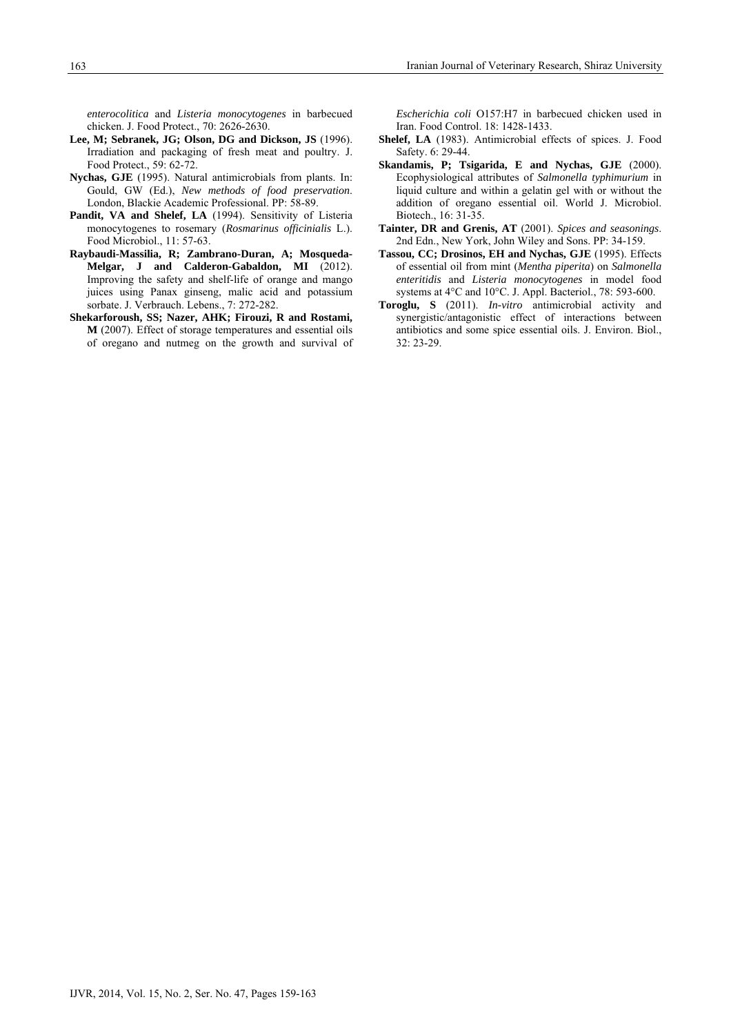*enterocolitica* and *Listeria monocytogenes* in barbecued chicken. J. Food Protect., 70: 2626-2630.

**Lee, M; Sebranek, JG; Olson, DG and Dickson, JS** (1996). Irradiation and packaging of fresh meat and poultry. J. Food Protect., 59: 62-72.

**Nychas, GJE** (1995). Natural antimicrobials from plants. In: Gould, GW (Ed.), *New methods of food preservation*. London, Blackie Academic Professional. PP: 58-89.

**Pandit, VA and Shelef, LA** (1994). Sensitivity of Listeria monocytogenes to rosemary (*Rosmarinus officinialis* L.). Food Microbiol., 11: 57-63.

**Raybaudi-Massilia, R; Zambrano-Duran, A; Mosqueda-Melgar, J and Calderon-Gabaldon, MI** (2012). Improving the safety and shelf-life of orange and mango juices using Panax ginseng, malic acid and potassium sorbate. J. Verbrauch. Lebens., 7: 272-282.

**Shekarforoush, SS; Nazer, AHK; Firouzi, R and Rostami, M** (2007). Effect of storage temperatures and essential oils of oregano and nutmeg on the growth and survival of *Escherichia coli* O157:H7 in barbecued chicken used in Iran. Food Control. 18: 1428-1433.

**Shelef, LA** (1983). Antimicrobial effects of spices. J. Food Safety. 6: 29-44.

**Skandamis, P; Tsigarida, E and Nychas, GJE** (2000). Ecophysiological attributes of *Salmonella typhimurium* in liquid culture and within a gelatin gel with or without the addition of oregano essential oil. World J. Microbiol. Biotech., 16: 31-35.

**Tainter, DR and Grenis, AT** (2001). *Spices and seasonings*. 2nd Edn., New York, John Wiley and Sons. PP: 34-159.

**Tassou, CC; Drosinos, EH and Nychas, GJE** (1995). Effects of essential oil from mint (*Mentha piperita*) on *Salmonella enteritidis* and *Listeria monocytogenes* in model food systems at 4°C and 10°C. J. Appl. Bacteriol., 78: 593-600.

**Toroglu, S** (2011). *In-vitro* antimicrobial activity and synergistic/antagonistic effect of interactions between antibiotics and some spice essential oils. J. Environ. Biol., 32: 23-29.